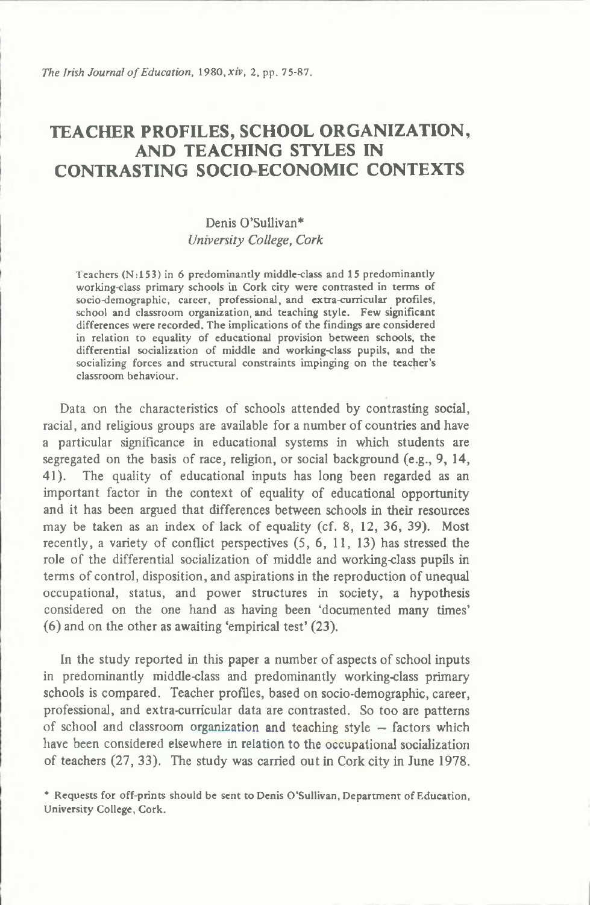# TEACHER PROFILES, SCHOOL ORGANIZATION, AND TEACHING STYLES IN CONTRASTING SOCIO-ECONOMIC CONTEXTS

Denis O'Sullivan*
*University College, Cork*

Teachers (N:153) in 6 predominantly middle-class and 15 predominantly working-class primary schools in Cork city were contrasted in terms of socio-demographic, career, professional, and extra-curricular profiles, school and classroom organization, and teaching style. Few significant differences were recorded. The implications of the findings are considered in relation to equality of educational provision between schools, the differential socialization of middle and working-class pupils, and the socializing forces and structural constraints impinging on the teacher's classroom behaviour.

Data on the characteristics of schools attended by contrasting social, racial, and religious groups are available for a number of countries and have a particular significance in educational systems in which students are segregated on the basis of race, religion, or social background (e.g., 9, 14, 41). The quality of educational inputs has long been regarded as an important factor in the context of equality of educational opportunity and it has been argued that differences between schools in their resources may be taken as an index of lack of equality (cf. 8, 12, 36, 39). Most recently, a variety of conflict perspectives (5, 6, 11, 13) has stressed the role of the differential socialization of middle and working-class pupils in terms of control, disposition, and aspirations in the reproduction of unequal occupational, status, and power structures in society, a hypothesis considered on the one hand as having been 'documented many times' (6) and on the other as awaiting 'empirical test' (23).

In the study reported in this paper a number of aspects of school inputs in predominantly middle-class and predominantly working-class primary schools is compared. Teacher profiles, based on socio-demographic, career, professional, and extra-curricular data are contrasted. So too are patterns of school and classroom organization and teaching style – factors which have been considered elsewhere in relation to the occupational socialization of teachers (27, 33). The study was carried out in Cork city in June 1978.

\* Requests for off-prints should be sent to Denis O'Sullivan, Department of Education, University College, Cork.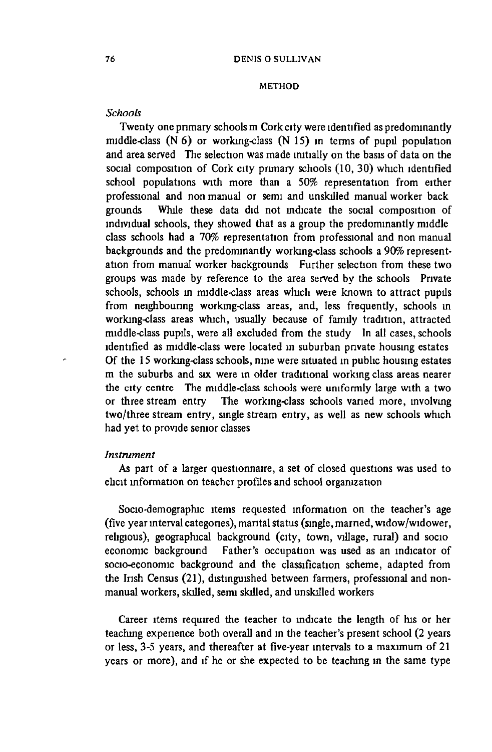## METHOD

### *Schools*

Twenty one primary schools in Cork city were identified as predominantly middle-class (N 6) or working-class (N 15) in terms of pupil population and area served. The selection was made initially on the basis of data on the social composition of Cork city primary schools (10, 30) which identified school populations with more than a 50% representation from either professional and non manual or semi and unskilled manual worker backgrounds. While these data did not indicate the social composition of individual schools, they showed that as a group the predominantly middle class schools had a 70% representation from professional and non manual backgrounds and the predominantly working-class schools a 90% representation from manual worker backgrounds. Further selection from these two groups was made by reference to the area served by the schools. Private schools, schools in middle-class areas which were known to attract pupils from neighbouring working-class areas, and, less frequently, schools in working-class areas which, usually because of family tradition, attracted middle-class pupils, were all excluded from the study. In all cases, schools identified as middle-class were located in suburban private housing estates. Of the 15 working-class schools, nine were situated in public housing estates in the suburbs and six were in older traditional working class areas nearer the city centre. The middle-class schools were uniformly large with a two or three stream entry. The working-class schools varied more, involving two/three stream entry, single stream entry, as well as new schools which had yet to provide senior classes.

### *Instrument*

As part of a larger questionnaire, a set of closed questions was used to elicit information on teacher profiles and school organization.

Socio-demographic items requested information on the teacher's age (five year interval categories), marital status (single, married, widow/widower, religious), geographical background (city, town, village, rural) and socio economic background. Father's occupation was used as an indicator of socio-economic background and the classification scheme, adapted from the Irish Census (21), distinguished between farmers, professional and non-manual workers, skilled, semi skilled, and unskilled workers.

Career items required the teacher to indicate the length of his or her teaching experience both overall and in the teacher's present school (2 years or less, 3-5 years, and thereafter at five-year intervals to a maximum of 21 years or more), and if he or she expected to be teaching in the same type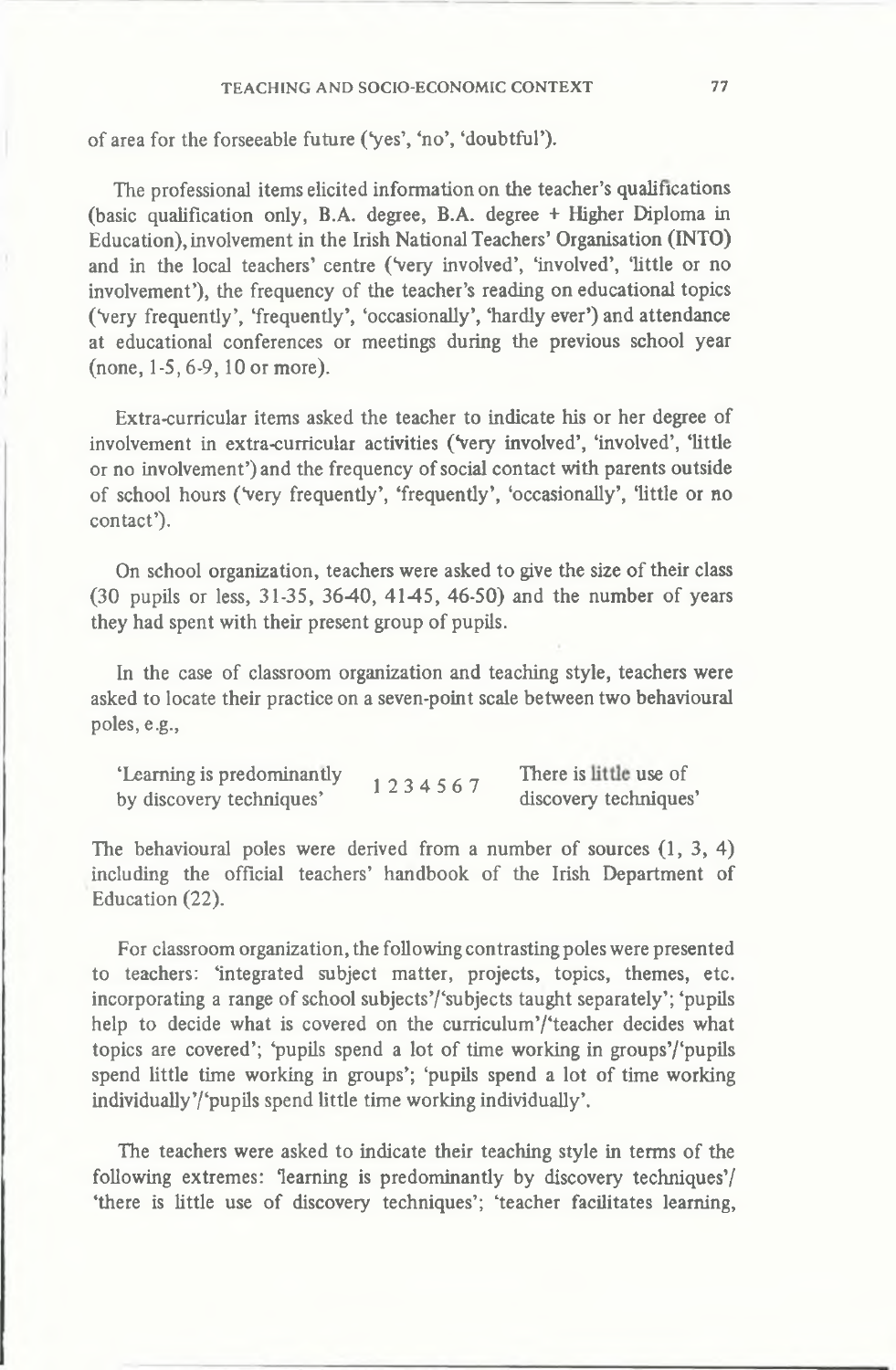of area for the forseeable future ('yes', 'no', 'doubtful').

The professional items elicited information on the teacher's qualifications (basic qualification only, B.A. degree, B.A. degree + Higher Diploma in Education), involvement in the Irish National Teachers' Organisation (INTO) and in the local teachers' centre ('very involved', 'involved', 'little or no involvement'), the frequency of the teacher's reading on educational topics ('very frequently', 'frequently', 'occasionally', 'hardly ever') and attendance at educational conferences or meetings during the previous school year (none, 1-5, 6-9, 10 or more).

Extra-curricular items asked the teacher to indicate his or her degree of involvement in extra-curricular activities ('very involved', 'involved', 'little or no involvement') and the frequency of social contact with parents outside of school hours ('very frequently', 'frequently', 'occasionally', 'little or no contact').

On school organization, teachers were asked to give the size of their class (30 pupils or less, 31-35, 36-40, 41-45, 46-50) and the number of years they had spent with their present group of pupils.

In the case of classroom organization and teaching style, teachers were asked to locate their practice on a seven-point scale between two behavioural poles, e.g.,

'Learning is predominantly by discovery techniques' 1 2 3 4 5 6 7 There is little use of discovery techniques'

The behavioural poles were derived from a number of sources (1, 3, 4) including the official teachers' handbook of the Irish Department of Education (22).

For classroom organization, the following contrasting poles were presented to teachers: 'integrated subject matter, projects, topics, themes, etc. incorporating a range of school subjects'/'subjects taught separately'; 'pupils help to decide what is covered on the curriculum'/'teacher decides what topics are covered'; 'pupils spend a lot of time working in groups'/'pupils spend little time working in groups'; 'pupils spend a lot of time working individually'/'pupils spend little time working individually'.

The teachers were asked to indicate their teaching style in terms of the following extremes: 'learning is predominantly by discovery techniques'/ 'there is little use of discovery techniques'; 'teacher facilitates learning,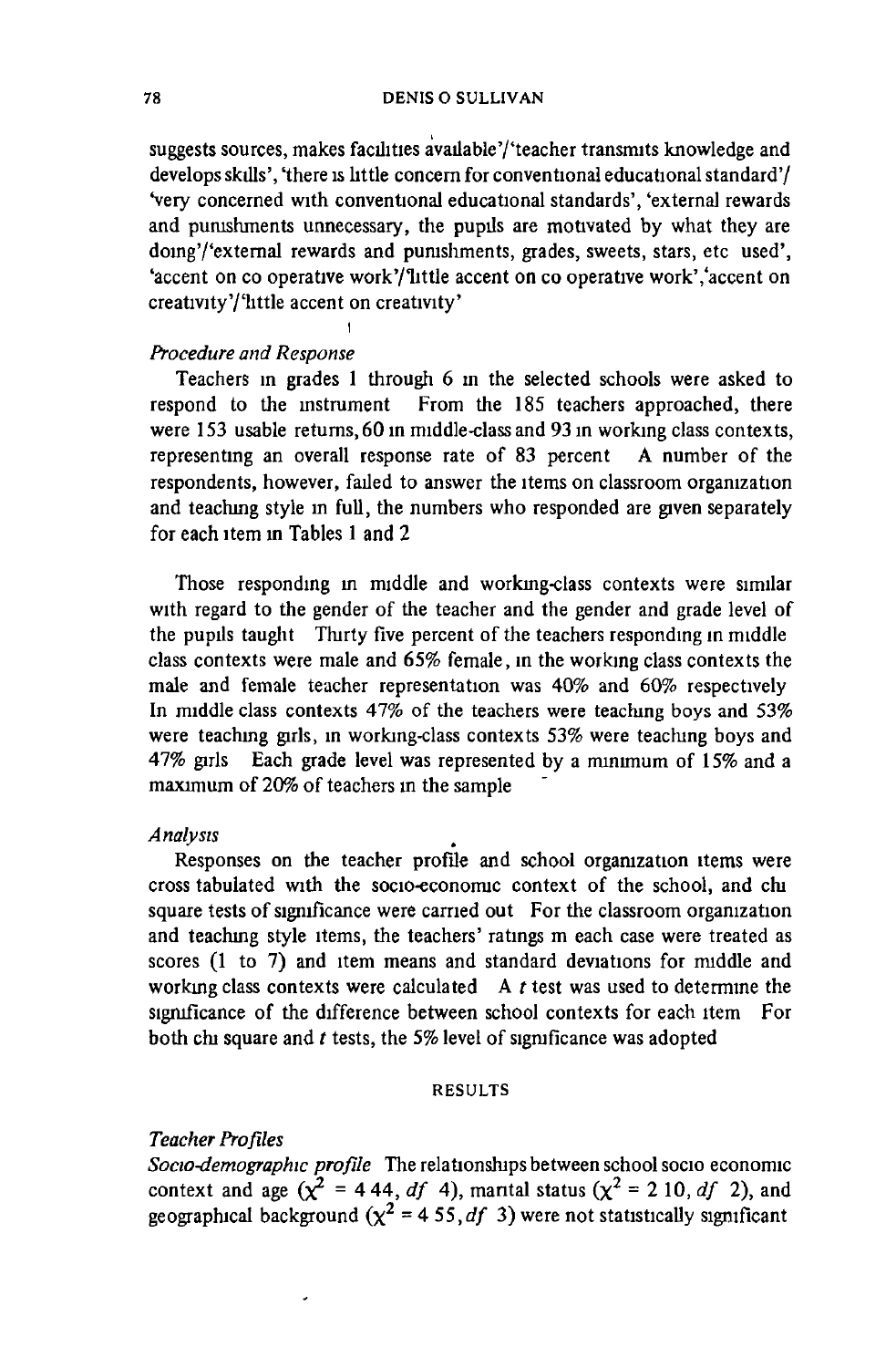suggests sources, makes facilities available'/'teacher transmits knowledge and develops skills', 'there is little concern for conventional educational standard'/ 'very concerned with conventional educational standards', 'external rewards and punishments unnecessary, the pupils are motivated by what they are doing'/'external rewards and punishments, grades, sweets, stars, etc used', 'accent on co operative work'/'little accent on co operative work','accent on creativity'/'little accent on creativity'

*Procedure and Response*

Teachers in grades 1 through 6 in the selected schools were asked to respond to the instrument From the 185 teachers approached, there were 153 usable returns, 60 in middle-class and 93 in working class contexts, representing an overall response rate of 83 percent A number of the respondents, however, failed to answer the items on classroom organization and teaching style in full, the numbers who responded are given separately for each item in Tables 1 and 2

Those responding in middle and working-class contexts were similar with regard to the gender of the teacher and the gender and grade level of the pupils taught Thirty five percent of the teachers responding in middle class contexts were male and 65% female, in the working class contexts the male and female teacher representation was 40% and 60% respectively In middle class contexts 47% of the teachers were teaching boys and 53% were teaching girls, in working-class contexts 53% were teaching boys and 47% girls Each grade level was represented by a minimum of 15% and a maximum of 20% of teachers in the sample

*Analysis*

Responses on the teacher profile and school organization items were cross tabulated with the socio-economic context of the school, and chi square tests of significance were carried out For the classroom organization and teaching style items, the teachers' ratings in each case were treated as scores (1 to 7) and item means and standard deviations for middle and working class contexts were calculated A $t$ test was used to determine the significance of the difference between school contexts for each item For both chi square and $t$ tests, the 5% level of significance was adopted

RESULTS

*Teacher Profiles*

*Socio-demographic profile* The relationships between school socio economic context and age ($\chi^2$ = 4 44, $df$ 4), marital status ($\chi^2$ = 2 10, $df$ 2), and geographical background ($\chi^2$ = 4 55, $df$ 3) were not statistically significant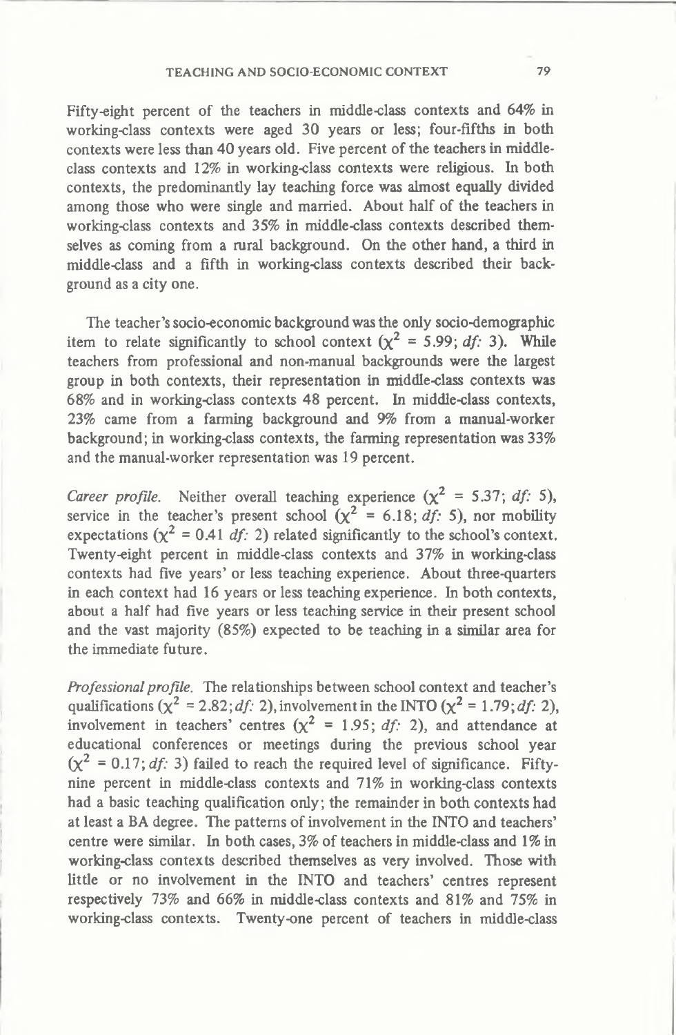Fifty-eight percent of the teachers in middle-class contexts and 64% in working-class contexts were aged 30 years or less; four-fifths in both contexts were less than 40 years old. Five percent of the teachers in middle-class contexts and 12% in working-class contexts were religious. In both contexts, the predominantly lay teaching force was almost equally divided among those who were single and married. About half of the teachers in working-class contexts and 35% in middle-class contexts described themselves as coming from a rural background. On the other hand, a third in middle-class and a fifth in working-class contexts described their background as a city one.

The teacher's socio-economic background was the only socio-demographic item to relate significantly to school context ($\chi^2$ = 5.99; *df:* 3). While teachers from professional and non-manual backgrounds were the largest group in both contexts, their representation in middle-class contexts was 68% and in working-class contexts 48 percent. In middle-class contexts, 23% came from a farming background and 9% from a manual-worker background; in working-class contexts, the farming representation was 33% and the manual-worker representation was 19 percent.

*Career profile.* Neither overall teaching experience ($\chi^2$ = 5.37; *df:* 5), service in the teacher's present school ($\chi^2$ = 6.18; *df:* 5), nor mobility expectations ($\chi^2$ = 0.41 *df:* 2) related significantly to the school's context. Twenty-eight percent in middle-class contexts and 37% in working-class contexts had five years' or less teaching experience. About three-quarters in each context had 16 years or less teaching experience. In both contexts, about a half had five years or less teaching service in their present school and the vast majority (85%) expected to be teaching in a similar area for the immediate future.

*Professional profile.* The relationships between school context and teacher's qualifications ($\chi^2$ = 2.82; *df:* 2), involvement in the INTO ($\chi^2$ = 1.79; *df:* 2), involvement in teachers' centres ($\chi^2$ = 1.95; *df:* 2), and attendance at educational conferences or meetings during the previous school year ($\chi^2$ = 0.17; *df:* 3) failed to reach the required level of significance. Fifty-nine percent in middle-class contexts and 71% in working-class contexts had a basic teaching qualification only; the remainder in both contexts had at least a BA degree. The patterns of involvement in the INTO and teachers' centre were similar. In both cases, 3% of teachers in middle-class and 1% in working-class contexts described themselves as very involved. Those with little or no involvement in the INTO and teachers' centres represent respectively 73% and 66% in middle-class contexts and 81% and 75% in working-class contexts. Twenty-one percent of teachers in middle-class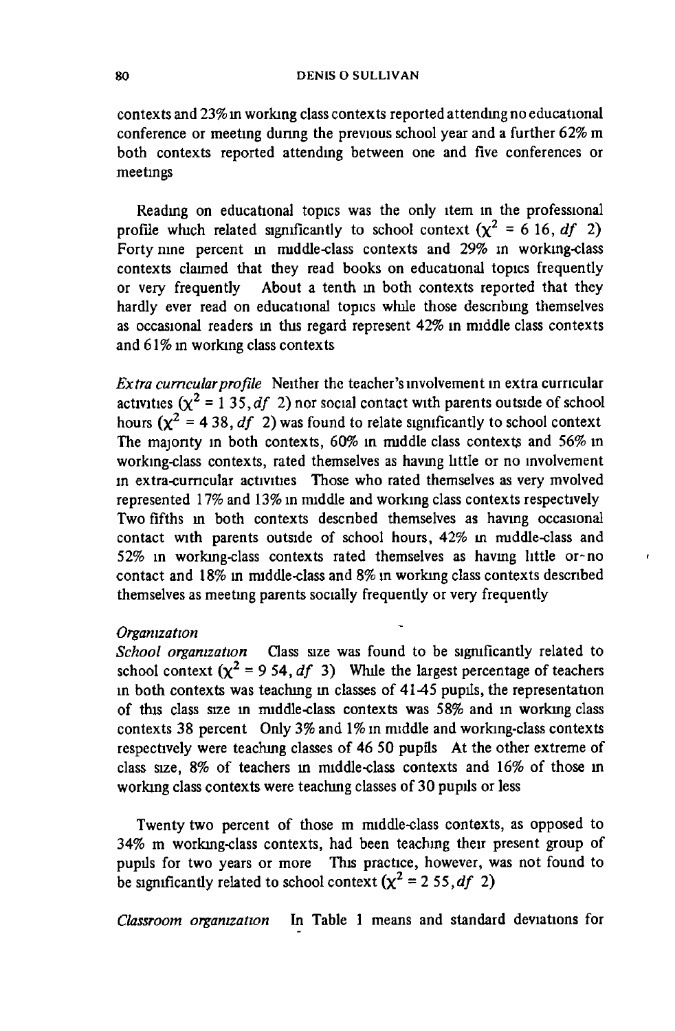contexts and 23% in working class contexts reported attending no educational conference or meeting during the previous school year and a further 62% in both contexts reported attending between one and five conferences or meetings

Reading on educational topics was the only item in the professional profile which related significantly to school context ($\chi^2 = 6.16$, $df$ 2) Forty nine percent in middle-class contexts and 29% in working-class contexts claimed that they read books on educational topics frequently or very frequently About a tenth in both contexts reported that they hardly ever read on educational topics while those describing themselves as occasional readers in this regard represent 42% in middle class contexts and 61% in working class contexts

*Extra curricular profile* Neither the teacher's involvement in extra curricular activities ($\chi^2 = 1.35$, $df$ 2) nor social contact with parents outside of school hours ($\chi^2 = 4.38$, $df$ 2) was found to relate significantly to school context The majority in both contexts, 60% in middle class contexts and 56% in working-class contexts, rated themselves as having little or no involvement in extra-curricular activities Those who rated themselves as very involved represented 17% and 13% in middle and working class contexts respectively Two fifths in both contexts described themselves as having occasional contact with parents outside of school hours, 42% in middle-class and 52% in working-class contexts rated themselves as having little or no contact and 18% in middle-class and 8% in working class contexts described themselves as meeting parents socially frequently or very frequently

*Organization*

*School organization* Class size was found to be significantly related to school context ($\chi^2 = 9.54$, $df$ 3) While the largest percentage of teachers in both contexts was teaching in classes of 41-45 pupils, the representation of this class size in middle-class contexts was 58% and in working class contexts 38 percent Only 3% and 1% in middle and working-class contexts respectively were teaching classes of 46 50 pupils At the other extreme of class size, 8% of teachers in middle-class contexts and 16% of those in working class contexts were teaching classes of 30 pupils or less

Twenty two percent of those in middle-class contexts, as opposed to 34% in working-class contexts, had been teaching their present group of pupils for two years or more This practice, however, was not found to be significantly related to school context ($\chi^2 = 2.55$, $df$ 2)

*Classroom organization* In Table 1 means and standard deviations for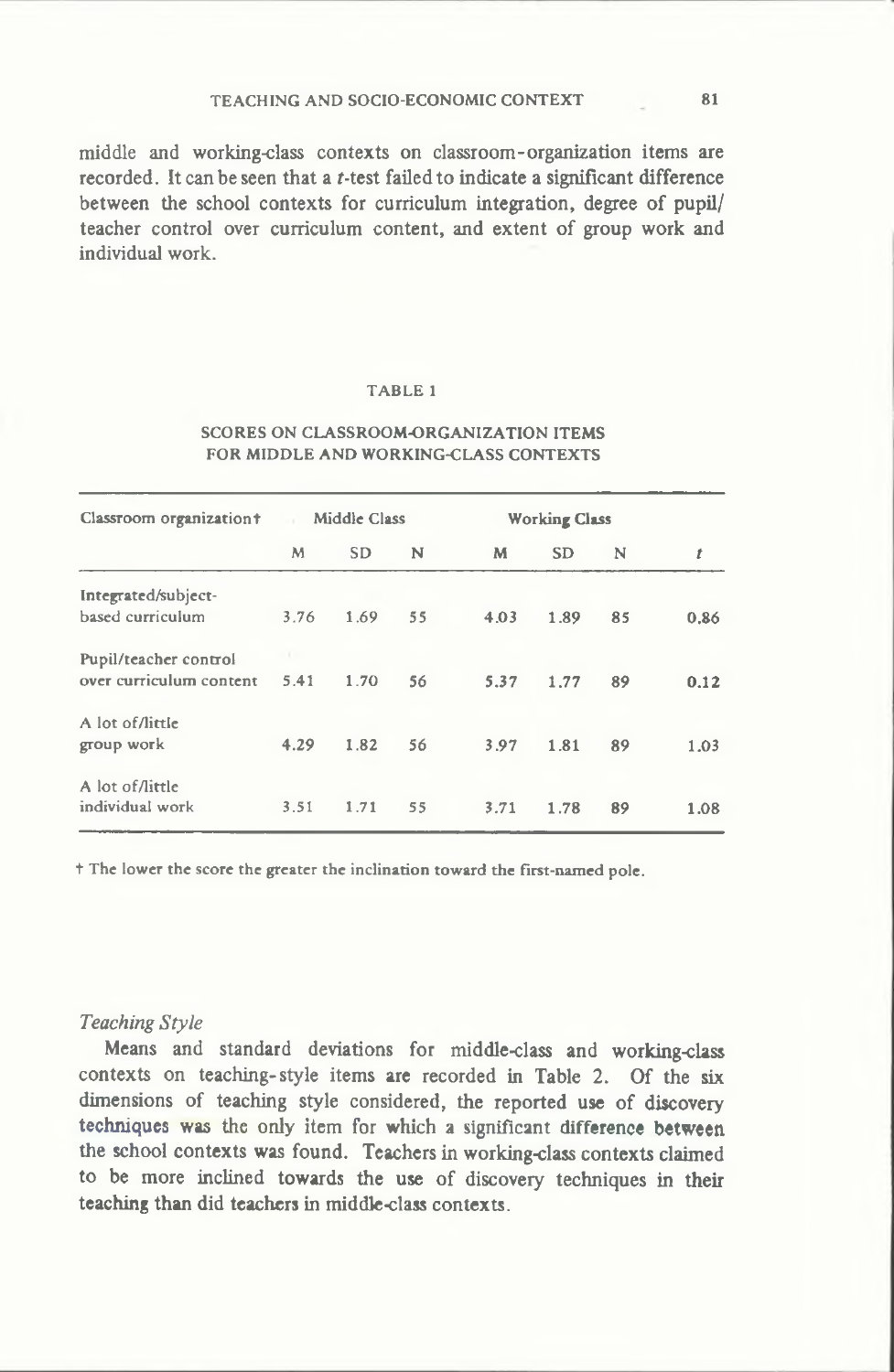middle and working-class contexts on classroom-organization items are recorded. It can be seen that a $t$-test failed to indicate a significant difference between the school contexts for curriculum integration, degree of pupil/teacher control over curriculum content, and extent of group work and individual work.

TABLE 1

SCORES ON CLASSROOM-ORGANIZATION ITEMS FOR MIDDLE AND WORKING-CLASS CONTEXTS

| Classroom organization† | Middle Class | | | Working Class | | | |
|---|---|---|---|---|---|---|---|
| | M | SD | N | M | SD | N | $t$ |
| Integrated/subject-based curriculum | 3.76 | 1.69 | 55 | 4.03 | 1.89 | 85 | 0.86 |
| Pupil/teacher control over curriculum content | 5.41 | 1.70 | 56 | 5.37 | 1.77 | 89 | 0.12 |
| A lot of/little group work | 4.29 | 1.82 | 56 | 3.97 | 1.81 | 89 | 1.03 |
| A lot of/little individual work | 3.51 | 1.71 | 55 | 3.71 | 1.78 | 89 | 1.08 |

† The lower the score the greater the inclination toward the first-named pole.

### *Teaching Style*

Means and standard deviations for middle-class and working-class contexts on teaching-style items are recorded in Table 2. Of the six dimensions of teaching style considered, the reported use of discovery techniques was the only item for which a significant difference between the school contexts was found. Teachers in working-class contexts claimed to be more inclined towards the use of discovery techniques in their teaching than did teachers in middle-class contexts.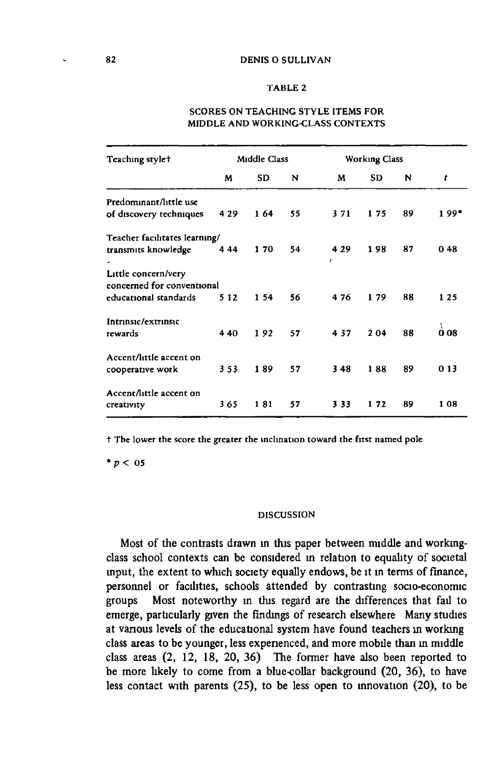TABLE 2

SCORES ON TEACHING STYLE ITEMS FOR MIDDLE AND WORKING-CLASS CONTEXTS

| Teaching style† | Middle Class | | | Working Class | | | |
|---|---|---|---|---|---|---|---|
| | M | SD | N | M | SD | N | $t$ |
| Predominant/little use of discovery techniques | 4 29 | 1 64 | 55 | 3 71 | 1 75 | 89 | 1 99* |
| Teacher facilitates learning/ transmits knowledge | 4 44 | 1 70 | 54 | 4 29 | 1 98 | 87 | 0 48 |
| Little concern/very concerned for conventional educational standards | 5 12 | 1 54 | 56 | 4 76 | 1 79 | 88 | 1 25 |
| Intrinsic/extrinsic rewards | 4 40 | 1 92 | 57 | 4 37 | 2 04 | 88 | 0 08 |
| Accent/little accent on cooperative work | 3 53 | 1 89 | 57 | 3 48 | 1 88 | 89 | 0 13 |
| Accent/little accent on creativity | 3 65 | 1 81 | 57 | 3 33 | 1 72 | 89 | 1 08 |

† The lower the score the greater the inclination toward the first named pole

* $p < 05$

## DISCUSSION

Most of the contrasts drawn in this paper between middle and working-class school contexts can be considered in relation to equality of societal input, the extent to which society equally endows, be it in terms of finance, personnel or facilities, schools attended by contrasting socio-economic groups Most noteworthy in this regard are the differences that fail to emerge, particularly given the findings of research elsewhere Many studies at various levels of the educational system have found teachers in working class areas to be younger, less experienced, and more mobile than in middle class areas (2, 12, 18, 20, 36) The former have also been reported to be more likely to come from a blue-collar background (20, 36), to have less contact with parents (25), to be less open to innovation (20), to be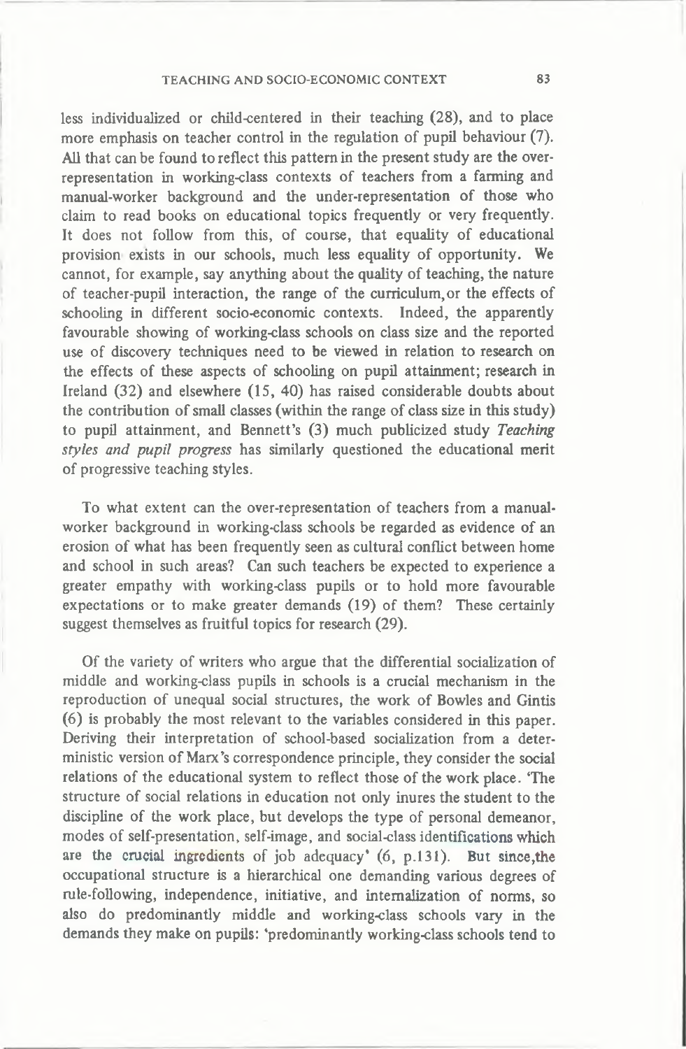less individualized or child-centered in their teaching (28), and to place more emphasis on teacher control in the regulation of pupil behaviour (7). All that can be found to reflect this pattern in the present study are the over-representation in working-class contexts of teachers from a farming and manual-worker background and the under-representation of those who claim to read books on educational topics frequently or very frequently. It does not follow from this, of course, that equality of educational provision exists in our schools, much less equality of opportunity. We cannot, for example, say anything about the quality of teaching, the nature of teacher-pupil interaction, the range of the curriculum, or the effects of schooling in different socio-economic contexts. Indeed, the apparently favourable showing of working-class schools on class size and the reported use of discovery techniques need to be viewed in relation to research on the effects of these aspects of schooling on pupil attainment; research in Ireland (32) and elsewhere (15, 40) has raised considerable doubts about the contribution of small classes (within the range of class size in this study) to pupil attainment, and Bennett's (3) much publicized study *Teaching styles and pupil progress* has similarly questioned the educational merit of progressive teaching styles.

To what extent can the over-representation of teachers from a manual-worker background in working-class schools be regarded as evidence of an erosion of what has been frequently seen as cultural conflict between home and school in such areas? Can such teachers be expected to experience a greater empathy with working-class pupils or to hold more favourable expectations or to make greater demands (19) of them? These certainly suggest themselves as fruitful topics for research (29).

Of the variety of writers who argue that the differential socialization of middle and working-class pupils in schools is a crucial mechanism in the reproduction of unequal social structures, the work of Bowles and Gintis (6) is probably the most relevant to the variables considered in this paper. Deriving their interpretation of school-based socialization from a deterministic version of Marx's correspondence principle, they consider the social relations of the educational system to reflect those of the work place. 'The structure of social relations in education not only inures the student to the discipline of the work place, but develops the type of personal demeanor, modes of self-presentation, self-image, and social-class identifications which are the crucial ingredients of job adequacy' (6, p.131). But since, the occupational structure is a hierarchical one demanding various degrees of rule-following, independence, initiative, and internalization of norms, so also do predominantly middle and working-class schools vary in the demands they make on pupils: 'predominantly working-class schools tend to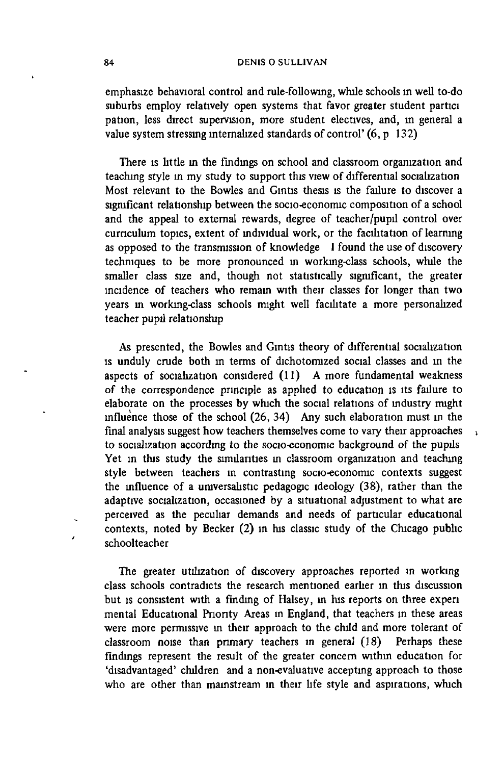emphasize behavioral control and rule-following, while schools in well to-do suburbs employ relatively open systems that favor greater student participation, less direct supervision, more student electives, and, in general a value system stressing internalized standards of control' (6, p 132)

There is little in the findings on school and classroom organization and teaching style in my study to support this view of differential socialization Most relevant to the Bowles and Gintis thesis is the failure to discover a significant relationship between the socio-economic composition of a school and the appeal to external rewards, degree of teacher/pupil control over curriculum topics, extent of individual work, or the facilitation of learning as opposed to the transmission of knowledge I found the use of discovery techniques to be more pronounced in working-class schools, while the smaller class size and, though not statistically significant, the greater incidence of teachers who remain with their classes for longer than two years in working-class schools might well facilitate a more personalized teacher pupil relationship

As presented, the Bowles and Gintis theory of differential socialization is unduly crude both in terms of dichotomized social classes and in the aspects of socialization considered (11) A more fundamental weakness of the correspondence principle as applied to education is its failure to elaborate on the processes by which the social relations of industry might influence those of the school (26, 34) Any such elaboration must in the final analysis suggest how teachers themselves come to vary their approaches to socialization according to the socio-economic background of the pupils Yet in this study the similarities in classroom organization and teaching style between teachers in contrasting socio-economic contexts suggest the influence of a universalistic pedagogic ideology (38), rather than the adaptive socialization, occasioned by a situational adjustment to what are perceived as the peculiar demands and needs of particular educational contexts, noted by Becker (2) in his classic study of the Chicago public schoolteacher

The greater utilization of discovery approaches reported in working class schools contradicts the research mentioned earlier in this discussion but is consistent with a finding of Halsey, in his reports on three experimental Educational Priority Areas in England, that teachers in these areas were more permissive in their approach to the child and more tolerant of classroom noise than primary teachers in general (18) Perhaps these findings represent the result of the greater concern within education for 'disadvantaged' children and a non-evaluative accepting approach to those who are other than mainstream in their life style and aspirations, which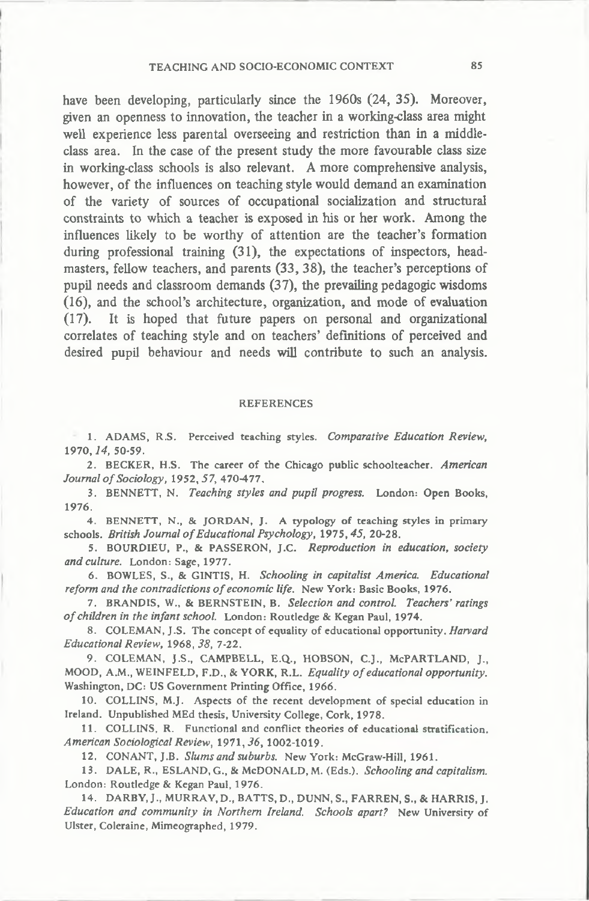have been developing, particularly since the 1960s (24, 35). Moreover, given an openness to innovation, the teacher in a working-class area might well experience less parental overseeing and restriction than in a middle-class area. In the case of the present study the more favourable class size in working-class schools is also relevant. A more comprehensive analysis, however, of the influences on teaching style would demand an examination of the variety of sources of occupational socialization and structural constraints to which a teacher is exposed in his or her work. Among the influences likely to be worthy of attention are the teacher's formation during professional training (31), the expectations of inspectors, headmasters, fellow teachers, and parents (33, 38), the teacher's perceptions of pupil needs and classroom demands (37), the prevailing pedagogic wisdoms (16), and the school's architecture, organization, and mode of evaluation (17). It is hoped that future papers on personal and organizational correlates of teaching style and on teachers' definitions of perceived and desired pupil behaviour and needs will contribute to such an analysis.

## REFERENCES

1. ADAMS, R.S. Perceived teaching styles. *Comparative Education Review,* 1970, *14,* 50-59.

2. BECKER, H.S. The career of the Chicago public schoolteacher. *American Journal of Sociology,* 1952, *57,* 470-477.

3. BENNETT, N. *Teaching styles and pupil progress.* London: Open Books, 1976.

4. BENNETT, N., & JORDAN, J. A typology of teaching styles in primary schools. *British Journal of Educational Psychology,* 1975, *45,* 20-28.

5. BOURDIEU, P., & PASSERON, J.C. *Reproduction in education, society and culture.* London: Sage, 1977.

6. BOWLES, S., & GINTIS, H. *Schooling in capitalist America. Educational reform and the contradictions of economic life.* New York: Basic Books, 1976.

7. BRANDIS, W., & BERNSTEIN, B. *Selection and control. Teachers' ratings of children in the infant school.* London: Routledge & Kegan Paul, 1974.

8. COLEMAN, J.S. The concept of equality of educational opportunity. *Harvard Educational Review,* 1968, *38,* 7-22.

9. COLEMAN, J.S., CAMPBELL, E.Q., HOBSON, C.J., McPARTLAND, J., MOOD, A.M., WEINFELD, F.D., & YORK, R.L. *Equality of educational opportunity.* Washington, DC: US Government Printing Office, 1966.

10. COLLINS, M.J. Aspects of the recent development of special education in Ireland. Unpublished MEd thesis, University College, Cork, 1978.

11. COLLINS, R. Functional and conflict theories of educational stratification. *American Sociological Review,* 1971, *36,* 1002-1019.

12. CONANT, J.B. *Slums and suburbs.* New York: McGraw-Hill, 1961.

13. DALE, R., ESLAND, G., & McDONALD, M. (Eds.). *Schooling and capitalism.* London: Routledge & Kegan Paul, 1976.

14. DARBY, J., MURRAY, D., BATTS, D., DUNN, S., FARREN, S., & HARRIS, J. *Education and community in Northern Ireland. Schools apart?* New University of Ulster, Coleraine, Mimeographed, 1979.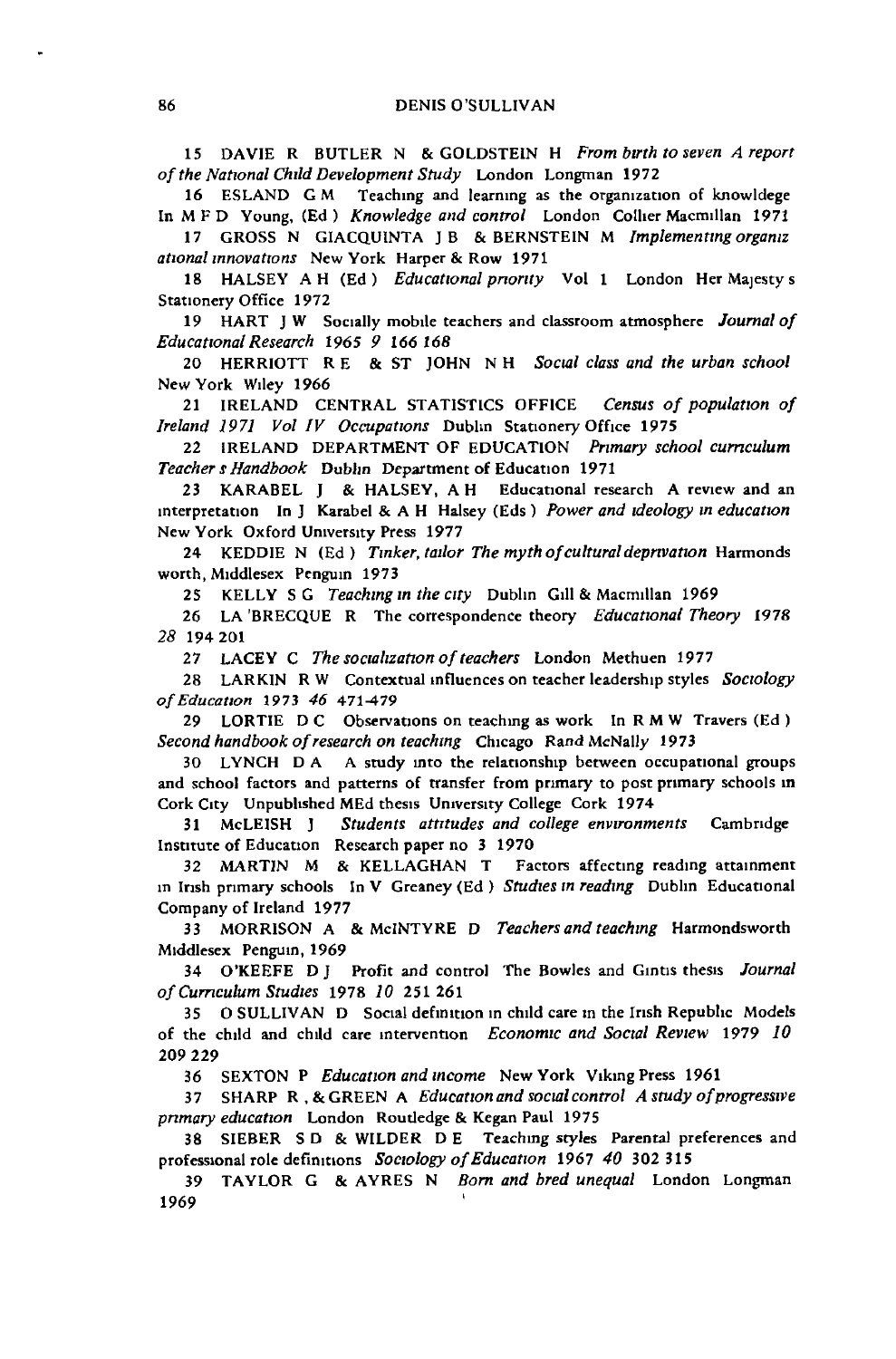15 DAVIE R BUTLER N & GOLDSTEIN H *From birth to seven A report of the National Child Development Study* London Longman 1972

16 ESLAND G M Teaching and learning as the organization of knowldege In M F D Young, (Ed ) *Knowledge and control* London Collier Macmillan 1971

17 GROSS N GIACQUINTA J B & BERNSTEIN M *Implementing organizational innovations* New York Harper & Row 1971

18 HALSEY A H (Ed ) *Educational priority* Vol 1 London Her Majesty s Stationery Office 1972

19 HART J W Socially mobile teachers and classroom atmosphere *Journal of Educational Research 1965 9 166 168*

20 HERRIOTT R E & ST JOHN N H *Social class and the urban school* New York Wiley 1966

21 IRELAND CENTRAL STATISTICS OFFICE *Census of population of Ireland 1971 Vol IV Occupations* Dublin Stationery Office 1975

22 IRELAND DEPARTMENT OF EDUCATION *Primary school curriculum Teacher s Handbook* Dublin Department of Education 1971

23 KARABEL J & HALSEY, A H Educational research A review and an interpretation In J Karabel & A H Halsey (Eds ) *Power and ideology in education* New York Oxford University Press 1977

24 KEDDIE N (Ed ) *Tinker, tailor The myth of cultural deprivation* Harmondsworth, Middlesex Penguin 1973

25 KELLY S G *Teaching in the city* Dublin Gill & Macmillan 1969

26 LA 'BRECQUE R The correspondence theory *Educational Theory 1978 28* 194 201

27 LACEY C *The socialization of teachers* London Methuen 1977

28 LARKIN R W Contextual influences on teacher leadership styles *Sociology of Education 1973 46* 471-479

29 LORTIE D C Observations on teaching as work In R M W Travers (Ed ) *Second handbook of research on teaching* Chicago Rand McNally 1973

30 LYNCH D A A study into the relationship between occupational groups and school factors and patterns of transfer from primary to post primary schools in Cork City Unpublished MEd thesis University College Cork 1974

31 McLEISH J *Students attitudes and college environments* Cambridge Institute of Education Research paper no 3 1970

32 MARTIN M & KELLAGHAN T Factors affecting reading attainment in Irish primary schools In V Greaney (Ed ) *Studies in reading* Dublin Educational Company of Ireland 1977

33 MORRISON A & McINTYRE D *Teachers and teaching* Harmondsworth Middlesex Penguin, 1969

34 O'KEEFE D J Profit and control The Bowles and Gintis thesis *Journal of Curriculum Studies* 1978 *10* 251 261

35 O SULLIVAN D Social definition in child care in the Irish Republic Models of the child and child care intervention *Economic and Social Review* 1979 *10* 209 229

36 SEXTON P *Education and income* New York Viking Press 1961

37 SHARP R , & GREEN A *Education and social control A study of progressive primary education* London Routledge & Kegan Paul 1975

38 SIEBER S D & WILDER D E Teaching styles Parental preferences and professional role definitions *Sociology of Education* 1967 *40* 302 315

39 TAYLOR G & AYRES N *Born and bred unequal* London Longman 1969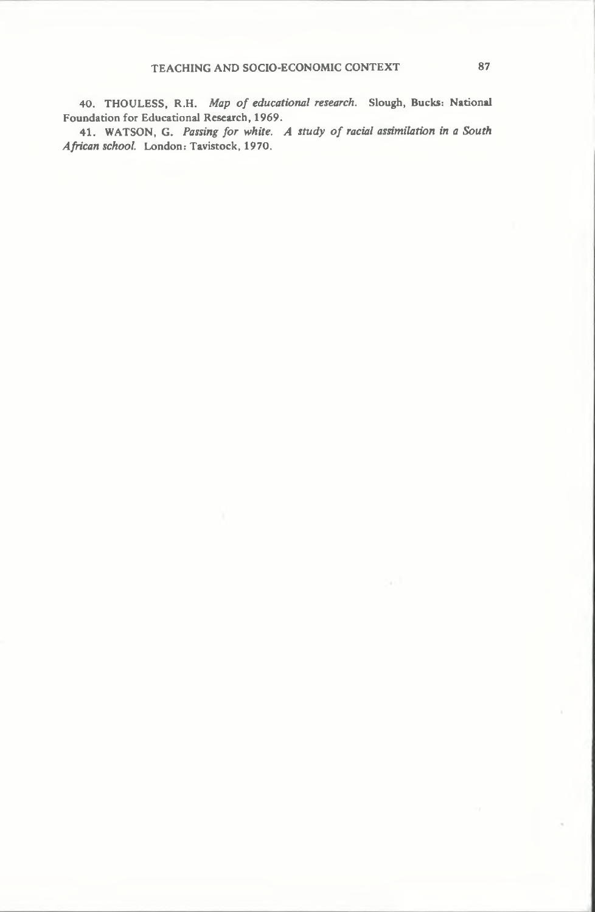40. THOULESS, R.H. *Map of educational research.* Slough, Bucks: National Foundation for Educational Research, 1969.

41. WATSON, G. *Passing for white. A study of racial assimilation in a South African school.* London: Tavistock, 1970.